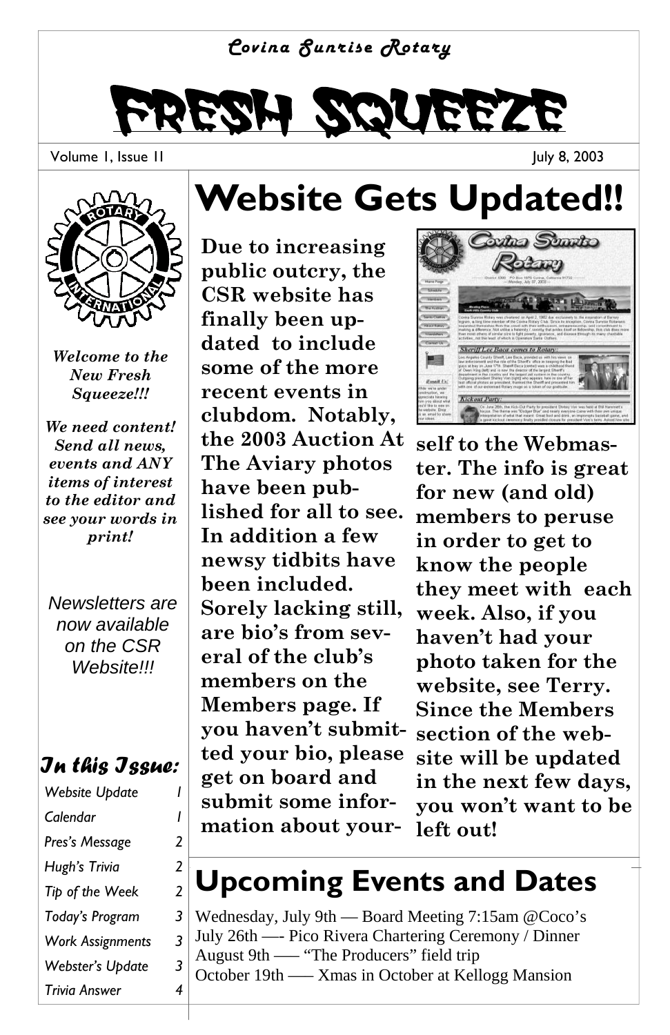*Covina Sunrise Rotary*

# FRESH SQUEEZE

Volume 1, Issue 11 July 8, 2003

*Welcome to the New Fresh Squeeze!!!*

*We need content! Send all news, events and ANY items of interest to the editor and see your words in print!*

*Newsletters are now available on the CSR Website!!!*

### In this Issue:

| | |
|---|---|
| Website Update | 1 |
| Calendar | 1 |
| Pres's Message | 2 |
| Hugh's Trivia | 2 |
| Tip of the Week | 2 |
| Today's Program | 3 |
| Work Assignments | 3 |
| Webster's Update | 3 |
| Trivia Answer | 4 |

## Website Gets Updated!!

**Due to increasing public outcry, the CSR website has finally been updated to include some of the more recent events in clubdom. Notably, the 2003 Auction At The Aviary photos have been published for all to see. In addition a few newsy tidbits have been included. Sorely lacking still, are bio's from several of the club's members on the Members page. If you haven't submitted your bio, please get on board and submit some information about yourself to the Webmaster. The info is great for new (and old) members to peruse in order to get to know the people they meet with each week. Also, if you haven't had your photo taken for the website, see Terry. Since the Members section of the website will be updated in the next few days, you won't want to be left out!**

## Upcoming Events and Dates

Wednesday, July 9th — Board Meeting 7:15am @Coco's
July 26th —- Pico Rivera Chartering Ceremony / Dinner
August 9th —– "The Producers" field trip
October 19th —– Xmas in October at Kellogg Mansion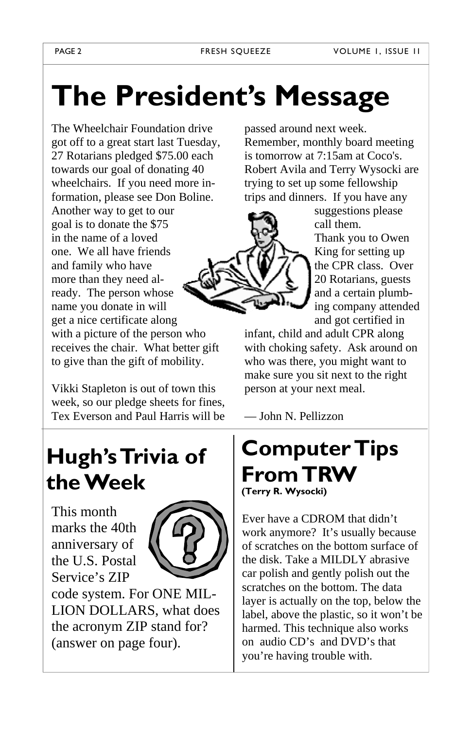# The President's Message

The Wheelchair Foundation drive got off to a great start last Tuesday, 27 Rotarians pledged $75.00 each towards our goal of donating 40 wheelchairs. If you need more information, please see Don Boline. Another way to get to our goal is to donate the $75 in the name of a loved one. We all have friends and family who have more than they need already. The person whose name you donate in will get a nice certificate along with a picture of the person who receives the chair. What better gift to give than the gift of mobility.

Vikki Stapleton is out of town this week, so our pledge sheets for fines, Tex Everson and Paul Harris will be passed around next week. Remember, monthly board meeting is tomorrow at 7:15am at Coco's. Robert Avila and Terry Wysocki are trying to set up some fellowship trips and dinners. If you have any suggestions please call them. Thank you to Owen King for setting up the CPR class. Over 20 Rotarians, guests and a certain plumbing company attended and got certified in infant, child and adult CPR along with choking safety. Ask around on who was there, you might want to make sure you sit next to the right person at your next meal.

— John N. Pellizzon

## Hugh's Trivia of the Week

This month marks the 40th anniversary of the U.S. Postal Service's ZIP code system. For ONE MILLION DOLLARS, what does the acronym ZIP stand for? (answer on page four).

## Computer Tips From TRW

**(Terry R. Wysocki)**

Ever have a CDROM that didn't work anymore? It's usually because of scratches on the bottom surface of the disk. Take a MILDLY abrasive car polish and gently polish out the scratches on the bottom. The data layer is actually on the top, below the label, above the plastic, so it won't be harmed. This technique also works on audio CD's and DVD's that you're having trouble with.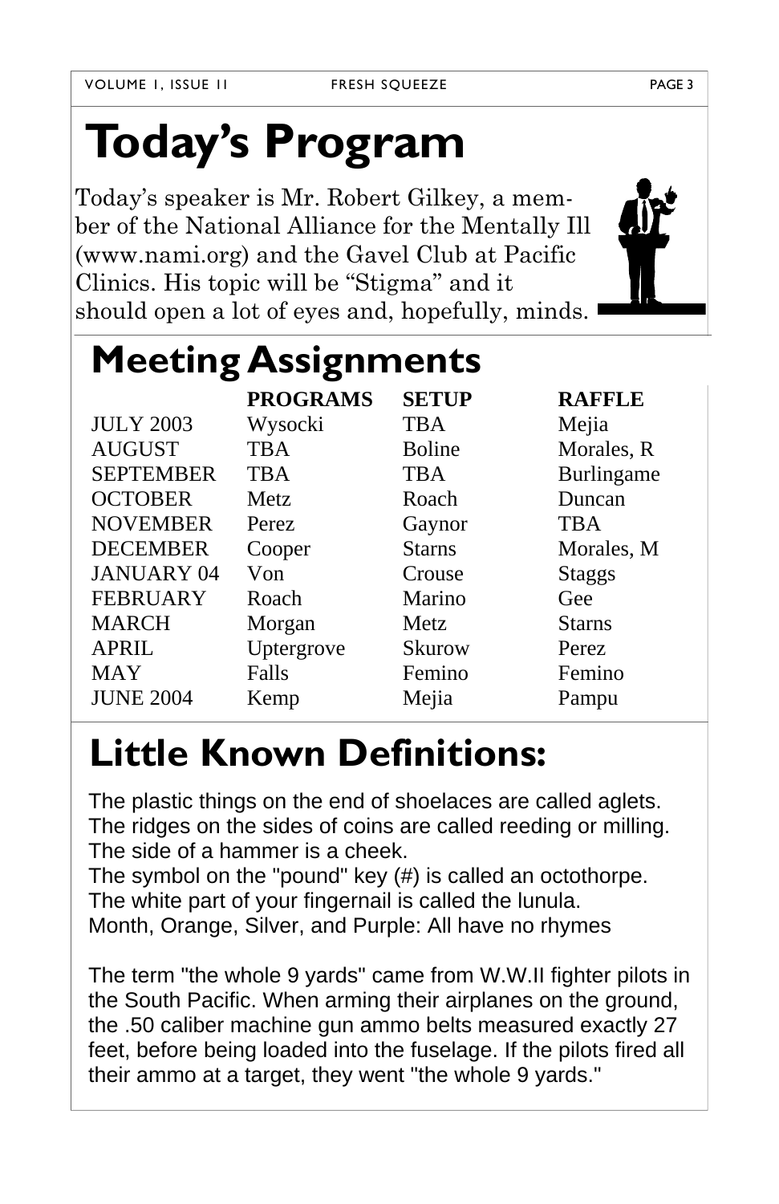# Today's Program

Today's speaker is Mr. Robert Gilkey, a member of the National Alliance for the Mentally Ill (www.nami.org) and the Gavel Club at Pacific Clinics. His topic will be "Stigma" and it should open a lot of eyes and, hopefully, minds.

# Meeting Assignments

| | PROGRAMS | SETUP | RAFFLE |
|---|---|---|---|
| JULY 2003 | Wysocki | TBA | Mejia |
| AUGUST | TBA | Boline | Morales, R |
| SEPTEMBER | TBA | TBA | Burlingame |
| OCTOBER | Metz | Roach | Duncan |
| NOVEMBER | Perez | Gaynor | TBA |
| DECEMBER | Cooper | Starns | Morales, M |
| JANUARY 04 | Von | Crouse | Staggs |
| FEBRUARY | Roach | Marino | Gee |
| MARCH | Morgan | Metz | Starns |
| APRIL | Uptergrove | Skurow | Perez |
| MAY | Falls | Femino | Femino |
| JUNE 2004 | Kemp | Mejia | Pampu |

# Little Known Definitions:

The plastic things on the end of shoelaces are called aglets.
The ridges on the sides of coins are called reeding or milling.
The side of a hammer is a cheek.
The symbol on the "pound" key (#) is called an octothorpe.
The white part of your fingernail is called the lunula.
Month, Orange, Silver, and Purple: All have no rhymes

The term "the whole 9 yards" came from W.W.II fighter pilots in the South Pacific. When arming their airplanes on the ground, the .50 caliber machine gun ammo belts measured exactly 27 feet, before being loaded into the fuselage. If the pilots fired all their ammo at a target, they went "the whole 9 yards."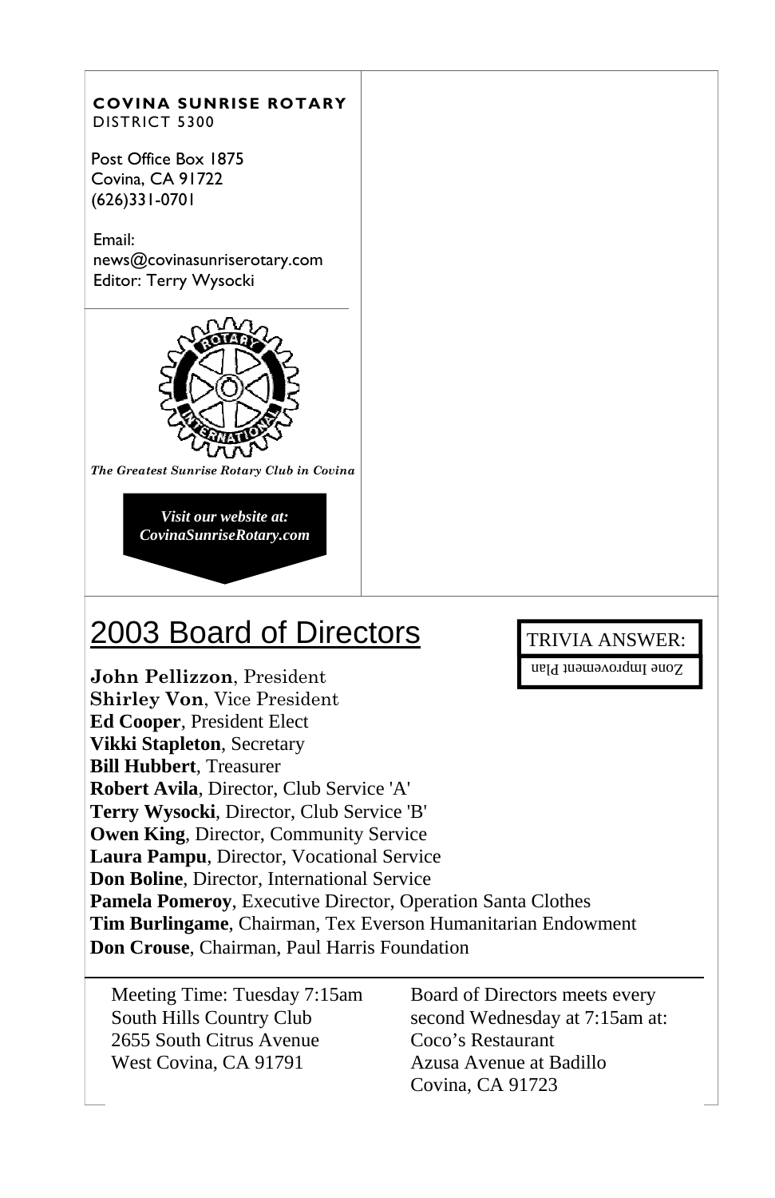**COVINA SUNRISE ROTARY**
DISTRICT 5300

Post Office Box 1875
Covina, CA 91722
(626)331-0701

Email:
news@covinasunriserotary.com
Editor: Terry Wysocki

*The Greatest Sunrise Rotary Club in Covina*

***Visit our website at: CovinaSunriseRotary.com***

## 2003 Board of Directors

TRIVIA ANSWER:
Zone Improvement Plan

**John Pellizzon**, President
**Shirley Von**, Vice President
**Ed Cooper**, President Elect
**Vikki Stapleton**, Secretary
**Bill Hubbert**, Treasurer
**Robert Avila**, Director, Club Service 'A'
**Terry Wysocki**, Director, Club Service 'B'
**Owen King**, Director, Community Service
**Laura Pampu**, Director, Vocational Service
**Don Boline**, Director, International Service
**Pamela Pomeroy**, Executive Director, Operation Santa Clothes
**Tim Burlingame**, Chairman, Tex Everson Humanitarian Endowment
**Don Crouse**, Chairman, Paul Harris Foundation

Meeting Time: Tuesday 7:15am
South Hills Country Club
2655 South Citrus Avenue
West Covina, CA 91791

Board of Directors meets every second Wednesday at 7:15am at:
Coco's Restaurant
Azusa Avenue at Badillo
Covina, CA 91723